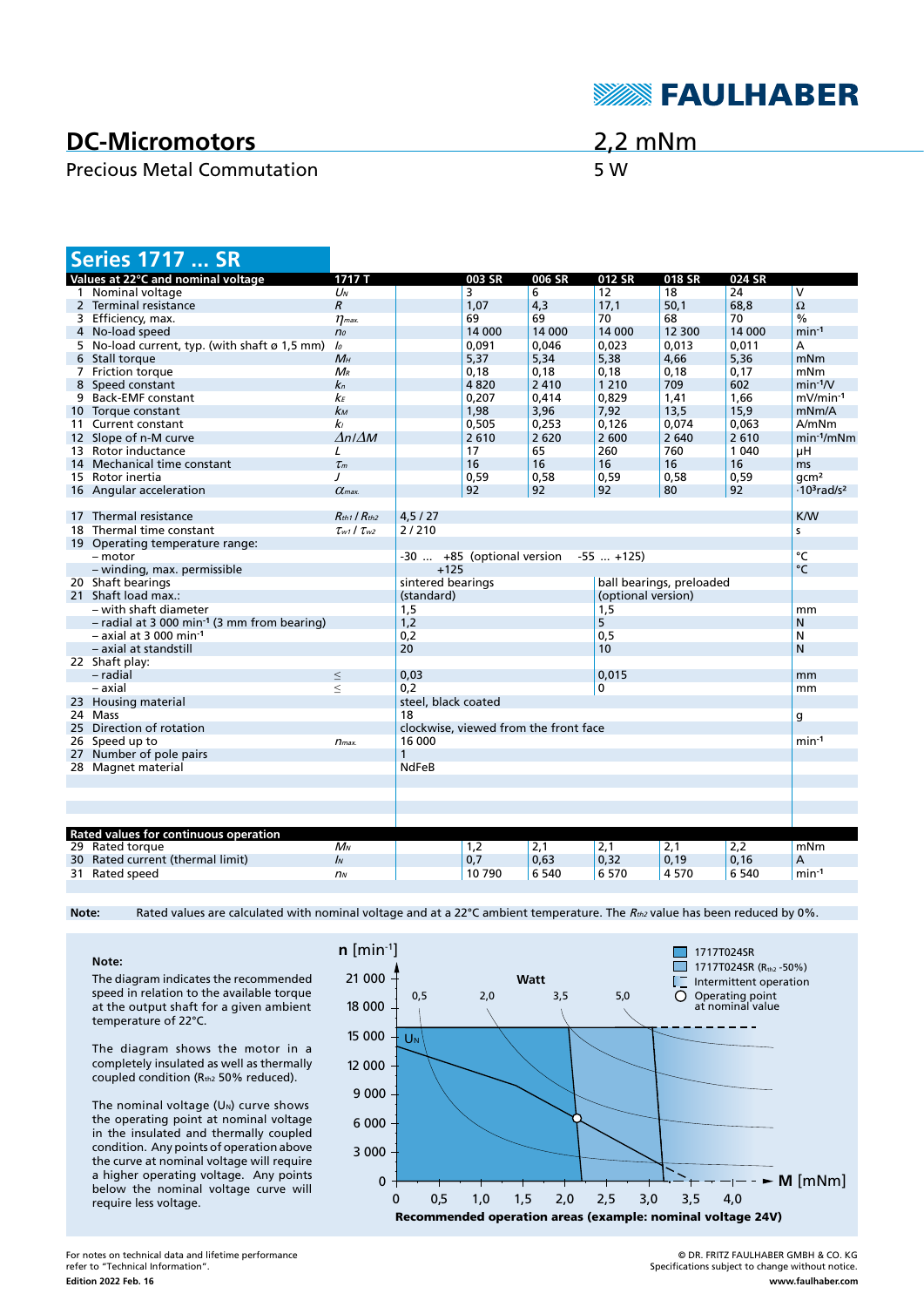# DC-Micromotors

Precious Metal Commutation

2,2 mNm
5 W

FAULHABER

## Series 1717 ... SR

| Values at 22°C and nominal voltage | | 1717 T | | 003 SR | 006 SR | 012 SR | 018 SR | 024 SR | |
|---|---|---|---|---|---|---|---|---|---|
| 1 | Nominal voltage | $U_N$ | | 3 | 6 | 12 | 18 | 24 | V |
| 2 | Terminal resistance | $R$ | | 1,07 | 4,3 | 17,1 | 50,1 | 68,8 | Ω |
| 3 | Efficiency, max. | $\eta_{max.}$ | | 69 | 69 | 70 | 68 | 70 | % |
| 4 | No-load speed | $n_0$ | | 14 000 | 14 000 | 14 000 | 12 300 | 14 000 | min⁻¹ |
| 5 | No-load current, typ. (with shaft ø 1,5 mm) | $I_0$ | | 0,091 | 0,046 | 0,023 | 0,013 | 0,011 | A |
| 6 | Stall torque | $M_H$ | | 5,37 | 5,34 | 5,38 | 4,66 | 5,36 | mNm |
| 7 | Friction torque | $M_R$ | | 0,18 | 0,18 | 0,18 | 0,18 | 0,17 | mNm |
| 8 | Speed constant | $k_n$ | | 4 820 | 2 410 | 1 210 | 709 | 602 | min⁻¹/V |
| 9 | Back-EMF constant | $k_E$ | | 0,207 | 0,414 | 0,829 | 1,41 | 1,66 | mV/min⁻¹ |
| 10 | Torque constant | $k_M$ | | 1,98 | 3,96 | 7,92 | 13,5 | 15,9 | mNm/A |
| 11 | Current constant | $k_I$ | | 0,505 | 0,253 | 0,126 | 0,074 | 0,063 | A/mNm |
| 12 | Slope of n-M curve | $\Delta n/\Delta M$ | | 2 610 | 2 620 | 2 600 | 2 640 | 2 610 | min⁻¹/mNm |
| 13 | Rotor inductance | $L$ | | 17 | 65 | 260 | 760 | 1 040 | µH |
| 14 | Mechanical time constant | $\tau_m$ | | 16 | 16 | 16 | 16 | 16 | ms |
| 15 | Rotor inertia | $J$ | | 0,59 | 0,58 | 0,59 | 0,58 | 0,59 | gcm² |
| 16 | Angular acceleration | $\alpha_{max.}$ | | 92 | 92 | 92 | 80 | 92 | ·10³rad/s² |
| 17 | Thermal resistance | $R_{th1}$ / $R_{th2}$ | 4,5 / 27 | | | | | | K/W |
| 18 | Thermal time constant | $\tau_{w1}$ / $\tau_{w2}$ | 2 / 210 | | | | | | s |
| 19 | Operating temperature range: | | | | | | | | |
| | – motor | | -30 ... +85 (optional version -55 ... +125) | | | | | | °C |
| | – winding, max. permissible | | +125 | | | | | | °C |
| 20 | Shaft bearings | | sintered bearings | | | ball bearings, preloaded | | | |
| 21 | Shaft load max.: | | (standard) | | | (optional version) | | | |
| | – with shaft diameter | | 1,5 | | | 1,5 | | | mm |
| | – radial at 3 000 min⁻¹ (3 mm from bearing) | | 1,2 | | | 5 | | | N |
| | – axial at 3 000 min⁻¹ | | 0,2 | | | 0,5 | | | N |
| | – axial at standstill | | 20 | | | 10 | | | N |
| 22 | Shaft play: | | | | | | | | |
| | – radial | ≤ | 0,03 | | | 0,015 | | | mm |
| | – axial | ≤ | 0,2 | | | 0 | | | mm |
| 23 | Housing material | | steel, black coated | | | | | | |
| 24 | Mass | | 18 | | | | | | g |
| 25 | Direction of rotation | | clockwise, viewed from the front face | | | | | | |
| 26 | Speed up to | $n_{max.}$ | 16 000 | | | | | | min⁻¹ |
| 27 | Number of pole pairs | | 1 | | | | | | |
| 28 | Magnet material | | NdFeB | | | | | | |

| Rated values for continuous operation | | | | | | | | | |
|---|---|---|---|---|---|---|---|---|---|
| 29 | Rated torque | $M_N$ | | 1,2 | 2,1 | 2,1 | 2,1 | 2,2 | mNm |
| 30 | Rated current (thermal limit) | $I_N$ | | 0,7 | 0,63 | 0,32 | 0,19 | 0,16 | A |
| 31 | Rated speed | $n_N$ | | 10 790 | 6 540 | 6 570 | 4 570 | 6 540 | min⁻¹ |

**Note:** Rated values are calculated with nominal voltage and at a 22°C ambient temperature. The $R_{th2}$ value has been reduced by 0%.

**Note:**

The diagram indicates the recommended speed in relation to the available torque at the output shaft for a given ambient temperature of 22°C.

The diagram shows the motor in a completely insulated as well as thermally coupled condition ($R_{th2}$ 50% reduced).

The nominal voltage ($U_N$) curve shows the operating point at nominal voltage in the insulated and thermally coupled condition. Any points of operation above the curve at nominal voltage will require a higher operating voltage. Any points below the nominal voltage curve will require less voltage.

n [min⁻¹]; M [mNm]; Watt: 0,5; 2,0; 3,5; 5,0; $U_N$

Legend: 1717T024SR; 1717T024SR ($R_{th2}$ -50%); Intermittent operation; Operating point at nominal value

**Recommended operation areas (example: nominal voltage 24V)**

For notes on technical data and lifetime performance refer to "Technical Information".

**Edition 2022 Feb. 16**

© DR. FRITZ FAULHABER GMBH & CO. KG
Specifications subject to change without notice.
**www.faulhaber.com**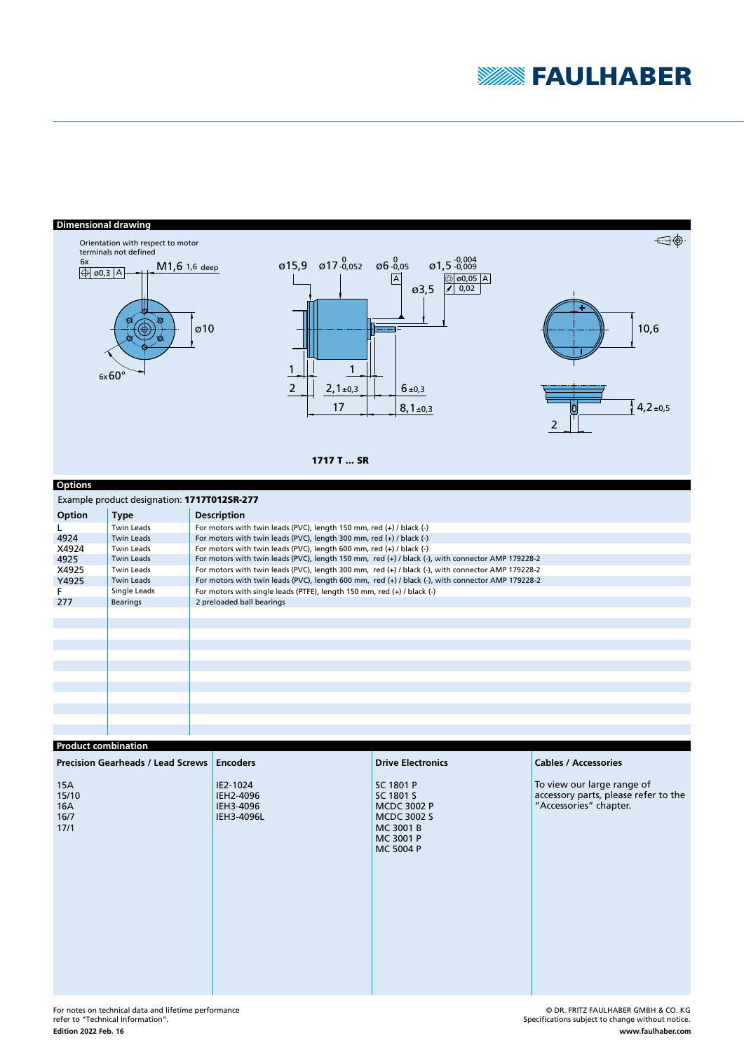## Dimensional drawing

Orientation with respect to motor terminals not defined

6x ⌖ ø0,3 A

M1,6 1,6 deep

ø10

6x 60°

ø15,9 ø17 $^{0}_{-0,052}$ ø6 $^{0}_{-0,05}$ ø1,5 $^{-0,004}_{-0,009}$

A

ø3,5

◎ ø0,05 A

↗ 0,02

1 1

2 2,1 ±0,3 6 ±0,3

17 8,1 ±0,3

10,6

4,2 ±0,5

2

**1717 T ... SR**

## Options

Example product designation: **1717T012SR-277**

| Option | Type | Description |
|---|---|---|
| L | Twin Leads | For motors with twin leads (PVC), length 150 mm, red (+) / black (-) |
| 4924 | Twin Leads | For motors with twin leads (PVC), length 300 mm, red (+) / black (-) |
| X4924 | Twin Leads | For motors with twin leads (PVC), length 600 mm, red (+) / black (-) |
| 4925 | Twin Leads | For motors with twin leads (PVC), length 150 mm, red (+) / black (-), with connector AMP 179228-2 |
| X4925 | Twin Leads | For motors with twin leads (PVC), length 300 mm, red (+) / black (-), with connector AMP 179228-2 |
| Y4925 | Twin Leads | For motors with twin leads (PVC), length 600 mm, red (+) / black (-), with connector AMP 179228-2 |
| F | Single Leads | For motors with single leads (PTFE), length 150 mm, red (+) / black (-) |
| 277 | Bearings | 2 preloaded ball bearings |

## Product combination

| Precision Gearheads / Lead Screws | Encoders | Drive Electronics | Cables / Accessories |
|---|---|---|---|
| 15A<br>15/10<br>16A<br>16/7<br>17/1 | IE2-1024<br>IEH2-4096<br>IEH3-4096<br>IEH3-4096L | SC 1801 P<br>SC 1801 S<br>MCDC 3002 P<br>MCDC 3002 S<br>MC 3001 B<br>MC 3001 P<br>MC 5004 P | To view our large range of accessory parts, please refer to the "Accessories" chapter. |

For notes on technical data and lifetime performance refer to "Technical Information".

**Edition 2022 Feb. 16**

© DR. FRITZ FAULHABER GMBH & CO. KG
Specifications subject to change without notice.
**www.faulhaber.com**